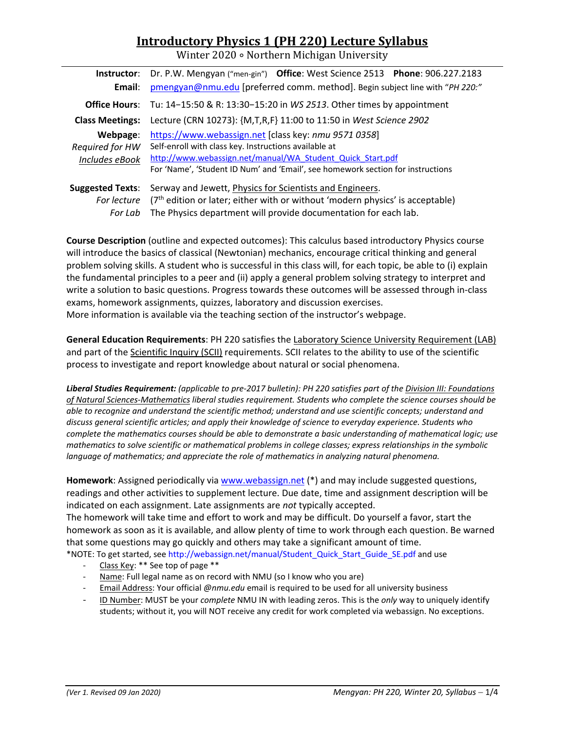# Introductory Physics 1 (PH 220) Lecture Syllabus

Winter 2020 ∘ Northern Michigan University

| | |
|---|---|
| **Instructor**: | Dr. P.W. Mengyan ("men-gin") **Office**: West Science 2513 **Phone**: 906.227.2183 |
| **Email**: | pmengyan@nmu.edu [preferred comm. method]. Begin subject line with "*PH 220:*" |
| **Office Hours**: | Tu: 14−15:50 & R: 13:30−15:20 in *WS 2513*. Other times by appointment |
| **Class Meetings**: | Lecture (CRN 10273): {M,T,R,F} 11:00 to 11:50 in *West Science 2902* |
| **Webpage**: *Required for HW* *Includes eBook* | https://www.webassign.net [class key: *nmu 9571 0358*] Self-enroll with class key. Instructions available at http://www.webassign.net/manual/WA_Student_Quick_Start.pdf For 'Name', 'Student ID Num' and 'Email', see homework section for instructions |
| **Suggested Texts**: *For lecture* *For Lab* | Serway and Jewett, Physics for Scientists and Engineers. (7th edition or later; either with or without 'modern physics' is acceptable) The Physics department will provide documentation for each lab. |

**Course Description** (outline and expected outcomes): This calculus based introductory Physics course will introduce the basics of classical (Newtonian) mechanics, encourage critical thinking and general problem solving skills. A student who is successful in this class will, for each topic, be able to (i) explain the fundamental principles to a peer and (ii) apply a general problem solving strategy to interpret and write a solution to basic questions. Progress towards these outcomes will be assessed through in-class exams, homework assignments, quizzes, laboratory and discussion exercises.
More information is available via the teaching section of the instructor's webpage.

**General Education Requirements**: PH 220 satisfies the Laboratory Science University Requirement (LAB) and part of the Scientific Inquiry (SCII) requirements. SCII relates to the ability to use of the scientific process to investigate and report knowledge about natural or social phenomena.

***Liberal Studies Requirement:*** *(applicable to pre-2017 bulletin): PH 220 satisfies part of the Division III: Foundations of Natural Sciences-Mathematics liberal studies requirement. Students who complete the science courses should be able to recognize and understand the scientific method; understand and use scientific concepts; understand and discuss general scientific articles; and apply their knowledge of science to everyday experience. Students who complete the mathematics courses should be able to demonstrate a basic understanding of mathematical logic; use mathematics to solve scientific or mathematical problems in college classes; express relationships in the symbolic language of mathematics; and appreciate the role of mathematics in analyzing natural phenomena.*

**Homework**: Assigned periodically via www.webassign.net (*) and may include suggested questions, readings and other activities to supplement lecture. Due date, time and assignment description will be indicated on each assignment. Late assignments are *not* typically accepted.
The homework will take time and effort to work and may be difficult. Do yourself a favor, start the homework as soon as it is available, and allow plenty of time to work through each question. Be warned that some questions may go quickly and others may take a significant amount of time.
*NOTE: To get started, see http://webassign.net/manual/Student_Quick_Start_Guide_SE.pdf and use

- Class Key: ** See top of page **
- Name: Full legal name as on record with NMU (so I know who you are)
- Email Address: Your official *@nmu.edu* email is required to be used for all university business
- ID Number: MUST be your *complete* NMU IN with leading zeros. This is the *only* way to uniquely identify students; without it, you will NOT receive any credit for work completed via webassign. No exceptions.

*(Ver 1. Revised 09 Jan 2020)*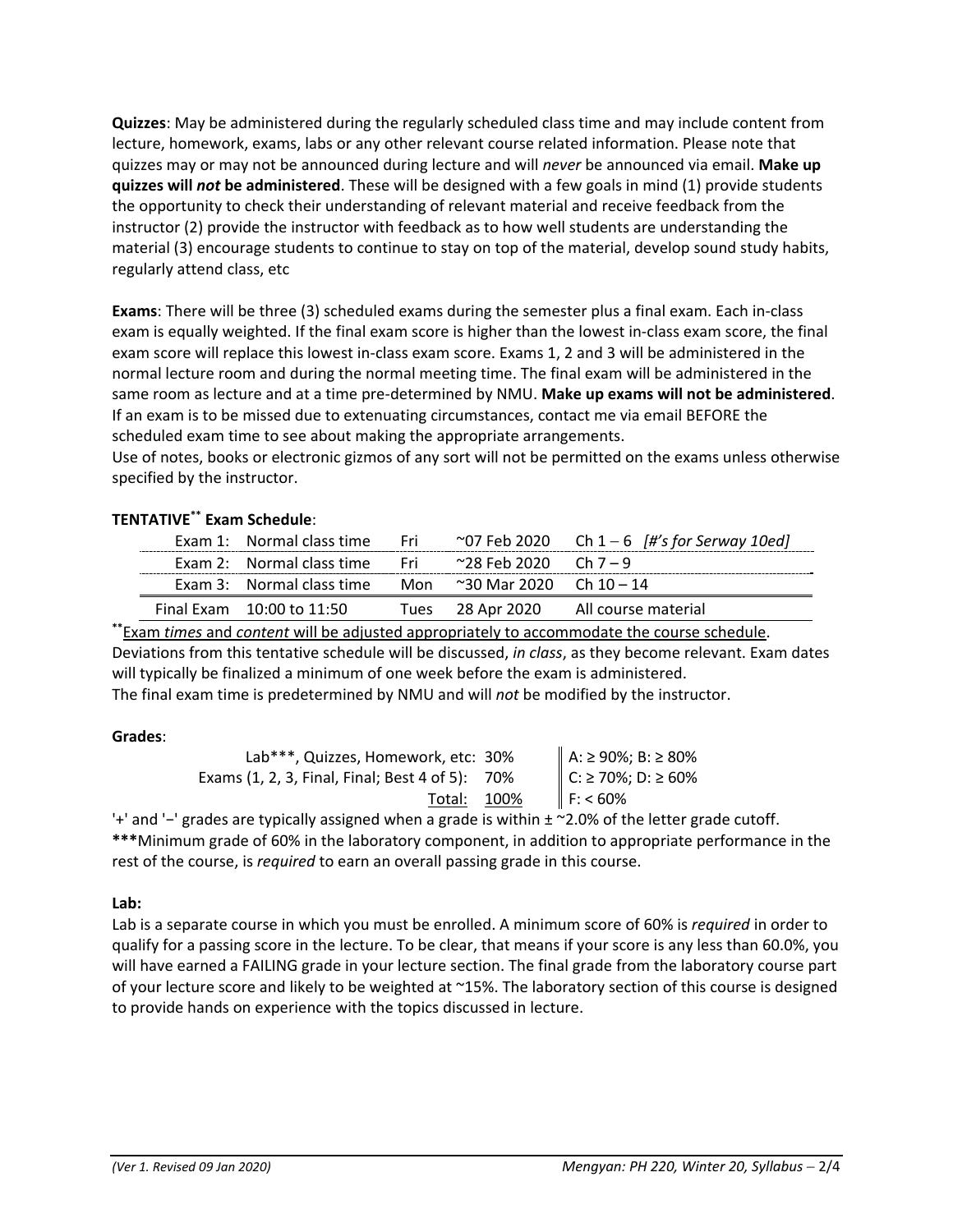**Quizzes**: May be administered during the regularly scheduled class time and may include content from lecture, homework, exams, labs or any other relevant course related information. Please note that quizzes may or may not be announced during lecture and will *never* be announced via email. **Make up quizzes will *not* be administered**. These will be designed with a few goals in mind (1) provide students the opportunity to check their understanding of relevant material and receive feedback from the instructor (2) provide the instructor with feedback as to how well students are understanding the material (3) encourage students to continue to stay on top of the material, develop sound study habits, regularly attend class, etc

**Exams**: There will be three (3) scheduled exams during the semester plus a final exam. Each in-class exam is equally weighted. If the final exam score is higher than the lowest in-class exam score, the final exam score will replace this lowest in-class exam score. Exams 1, 2 and 3 will be administered in the normal lecture room and during the normal meeting time. The final exam will be administered in the same room as lecture and at a time pre-determined by NMU. **Make up exams will not be administered**. If an exam is to be missed due to extenuating circumstances, contact me via email BEFORE the scheduled exam time to see about making the appropriate arrangements.
Use of notes, books or electronic gizmos of any sort will not be permitted on the exams unless otherwise specified by the instructor.

**TENTATIVE\*\* Exam Schedule**:

| | | | | |
|---|---|---|---|---|
| Exam 1: | Normal class time | Fri | ~07 Feb 2020 | Ch 1 – 6 *[#'s for Serway 10ed]* |
| Exam 2: | Normal class time | Fri | ~28 Feb 2020 | Ch 7 – 9 |
| Exam 3: | Normal class time | Mon | ~30 Mar 2020 | Ch 10 – 14 |
| Final Exam | 10:00 to 11:50 | Tues | 28 Apr 2020 | All course material |

\*\*Exam *times* and *content* will be adjusted appropriately to accommodate the course schedule.
Deviations from this tentative schedule will be discussed, *in class*, as they become relevant. Exam dates will typically be finalized a minimum of one week before the exam is administered.
The final exam time is predetermined by NMU and will *not* be modified by the instructor.

**Grades**:

| | | |
|---|---|---|
| Lab\*\*\*, Quizzes, Homework, etc: | 30% | A: ≥ 90%; B: ≥ 80% |
| Exams (1, 2, 3, Final, Final; Best 4 of 5): | 70% | C: ≥ 70%; D: ≥ 60% |
| Total: | 100% | F: < 60% |

'+' and '−' grades are typically assigned when a grade is within ± ~2.0% of the letter grade cutoff.
**\*\*\***Minimum grade of 60% in the laboratory component, in addition to appropriate performance in the rest of the course, is *required* to earn an overall passing grade in this course.

**Lab:**

Lab is a separate course in which you must be enrolled. A minimum score of 60% is *required* in order to qualify for a passing score in the lecture. To be clear, that means if your score is any less than 60.0%, you will have earned a FAILING grade in your lecture section. The final grade from the laboratory course part of your lecture score and likely to be weighted at ~15%. The laboratory section of this course is designed to provide hands on experience with the topics discussed in lecture.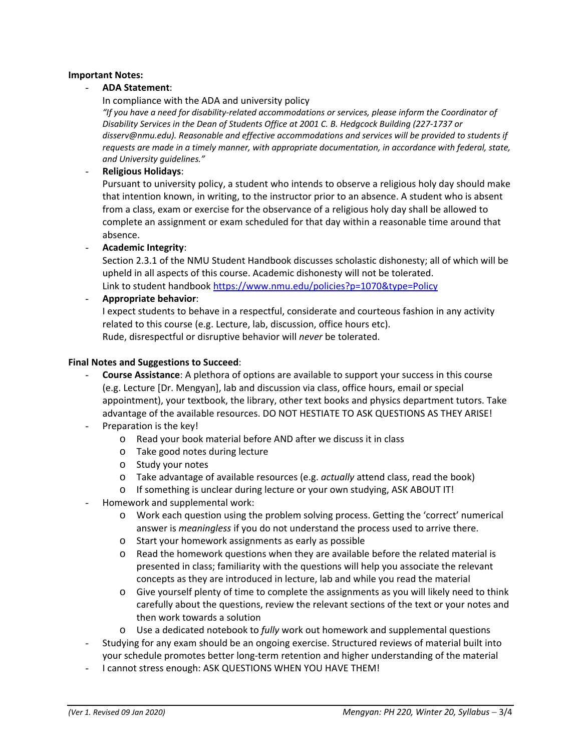**Important Notes:**

- **ADA Statement**:
  In compliance with the ADA and university policy
  *"If you have a need for disability-related accommodations or services, please inform the Coordinator of Disability Services in the Dean of Students Office at 2001 C. B. Hedgcock Building (227-1737 or disserv@nmu.edu). Reasonable and effective accommodations and services will be provided to students if requests are made in a timely manner, with appropriate documentation, in accordance with federal, state, and University guidelines."*
- **Religious Holidays**:
  Pursuant to university policy, a student who intends to observe a religious holy day should make that intention known, in writing, to the instructor prior to an absence. A student who is absent from a class, exam or exercise for the observance of a religious holy day shall be allowed to complete an assignment or exam scheduled for that day within a reasonable time around that absence.
- **Academic Integrity**:
  Section 2.3.1 of the NMU Student Handbook discusses scholastic dishonesty; all of which will be upheld in all aspects of this course. Academic dishonesty will not be tolerated.
  Link to student handbook https://www.nmu.edu/policies?p=1070&type=Policy
- **Appropriate behavior**:
  I expect students to behave in a respectful, considerate and courteous fashion in any activity related to this course (e.g. Lecture, lab, discussion, office hours etc).
  Rude, disrespectful or disruptive behavior will *never* be tolerated.

**Final Notes and Suggestions to Succeed**:

- **Course Assistance**: A plethora of options are available to support your success in this course (e.g. Lecture [Dr. Mengyan], lab and discussion via class, office hours, email or special appointment), your textbook, the library, other text books and physics department tutors. Take advantage of the available resources. DO NOT HESTIATE TO ASK QUESTIONS AS THEY ARISE!
- Preparation is the key!
  - Read your book material before AND after we discuss it in class
  - Take good notes during lecture
  - Study your notes
  - Take advantage of available resources (e.g. *actually* attend class, read the book)
  - If something is unclear during lecture or your own studying, ASK ABOUT IT!
- Homework and supplemental work:
  - Work each question using the problem solving process. Getting the 'correct' numerical answer is *meaningless* if you do not understand the process used to arrive there.
  - Start your homework assignments as early as possible
  - Read the homework questions when they are available before the related material is presented in class; familiarity with the questions will help you associate the relevant concepts as they are introduced in lecture, lab and while you read the material
  - Give yourself plenty of time to complete the assignments as you will likely need to think carefully about the questions, review the relevant sections of the text or your notes and then work towards a solution
  - Use a dedicated notebook to *fully* work out homework and supplemental questions
- Studying for any exam should be an ongoing exercise. Structured reviews of material built into your schedule promotes better long-term retention and higher understanding of the material
- I cannot stress enough: ASK QUESTIONS WHEN YOU HAVE THEM!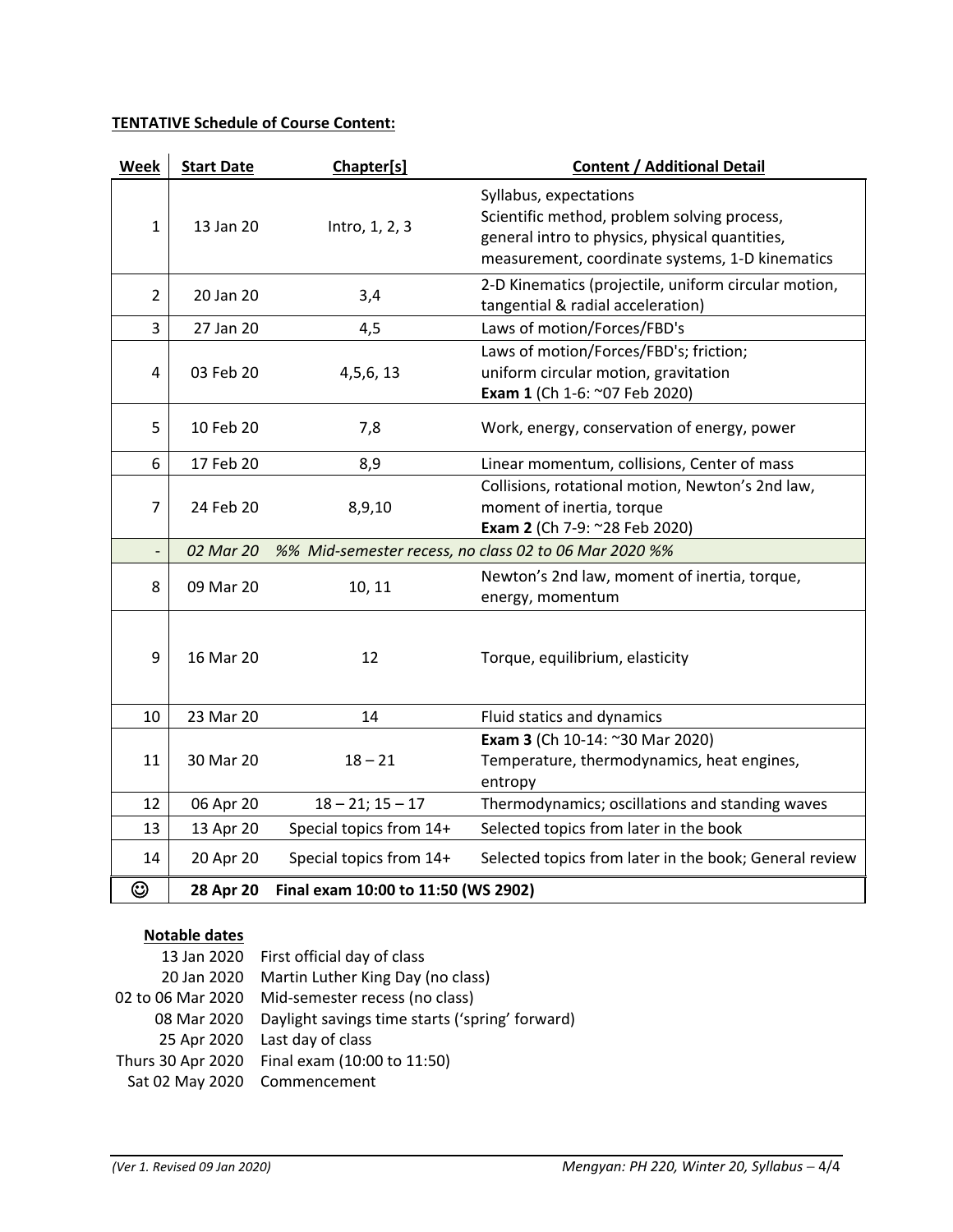**TENTATIVE Schedule of Course Content:**

| Week | Start Date | Chapter[s] | Content / Additional Detail |
|---|---|---|---|
| 1 | 13 Jan 20 | Intro, 1, 2, 3 | Syllabus, expectations<br>Scientific method, problem solving process, general intro to physics, physical quantities, measurement, coordinate systems, 1-D kinematics |
| 2 | 20 Jan 20 | 3,4 | 2-D Kinematics (projectile, uniform circular motion, tangential & radial acceleration) |
| 3 | 27 Jan 20 | 4,5 | Laws of motion/Forces/FBD's |
| 4 | 03 Feb 20 | 4,5,6, 13 | Laws of motion/Forces/FBD's; friction; uniform circular motion, gravitation<br>**Exam 1** (Ch 1-6: ~07 Feb 2020) |
| 5 | 10 Feb 20 | 7,8 | Work, energy, conservation of energy, power |
| 6 | 17 Feb 20 | 8,9 | Linear momentum, collisions, Center of mass |
| 7 | 24 Feb 20 | 8,9,10 | Collisions, rotational motion, Newton's 2nd law, moment of inertia, torque<br>**Exam 2** (Ch 7-9: ~28 Feb 2020) |
| - | *02 Mar 20* | *%% Mid-semester recess, no class 02 to 06 Mar 2020 %%* | |
| 8 | 09 Mar 20 | 10, 11 | Newton's 2nd law, moment of inertia, torque, energy, momentum |
| 9 | 16 Mar 20 | 12 | Torque, equilibrium, elasticity |
| 10 | 23 Mar 20 | 14 | Fluid statics and dynamics |
| 11 | 30 Mar 20 | 18 – 21 | **Exam 3** (Ch 10-14: ~30 Mar 2020)<br>Temperature, thermodynamics, heat engines, entropy |
| 12 | 06 Apr 20 | 18 – 21; 15 – 17 | Thermodynamics; oscillations and standing waves |
| 13 | 13 Apr 20 | Special topics from 14+ | Selected topics from later in the book |
| 14 | 20 Apr 20 | Special topics from 14+ | Selected topics from later in the book; General review |
| ☺ | **28 Apr 20** | **Final exam 10:00 to 11:50 (WS 2902)** | |

**Notable dates**

| | |
|---|---|
| 13 Jan 2020 | First official day of class |
| 20 Jan 2020 | Martin Luther King Day (no class) |
| 02 to 06 Mar 2020 | Mid-semester recess (no class) |
| 08 Mar 2020 | Daylight savings time starts ('spring' forward) |
| 25 Apr 2020 | Last day of class |
| Thurs 30 Apr 2020 | Final exam (10:00 to 11:50) |
| Sat 02 May 2020 | Commencement |